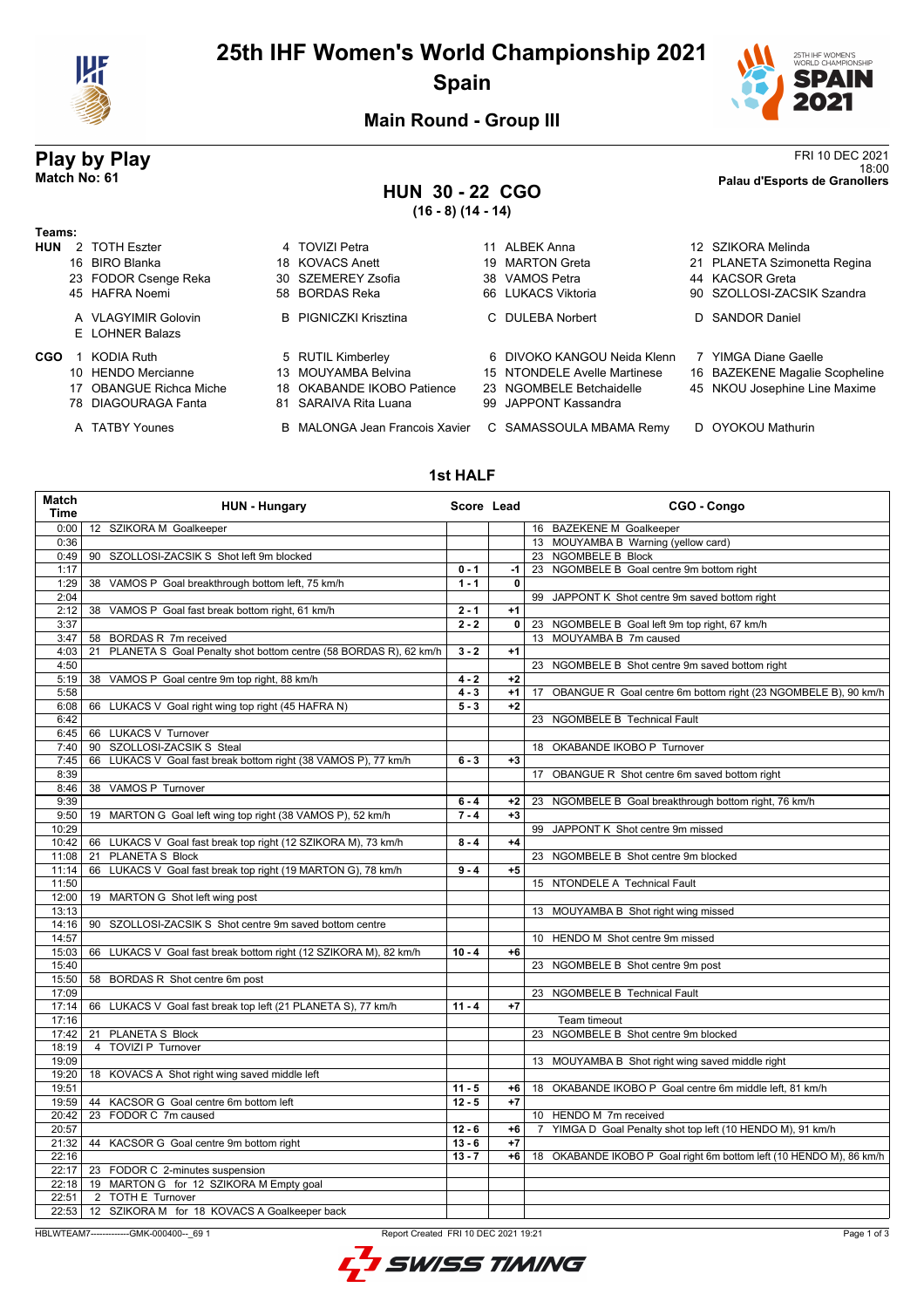# 25th IHF Women's World Championship 2021
## Spain

### Main Round - Group III

**Play by Play**
**Match No: 61**

FRI 10 DEC 2021
18:00
**Palau d'Esports de Granollers**

## HUN 30 - 22 CGO
**(16 - 8) (14 - 14)**

**Teams:**

**HUN**
2 TOTH Eszter, 4 TOVIZI Petra, 11 ALBEK Anna, 12 SZIKORA Melinda
16 BIRO Blanka, 18 KOVACS Anett, 19 MARTON Greta, 21 PLANETA Szimonetta Regina
23 FODOR Csenge Reka, 30 SZEMEREY Zsofia, 38 VAMOS Petra, 44 KACSOR Greta
45 HAFRA Noemi, 58 BORDAS Reka, 66 LUKACS Viktoria, 90 SZOLLOSI-ZACSIK Szandra

A VLAGYIMIR Golovin, B PIGNICZKI Krisztina, C DULEBA Norbert, D SANDOR Daniel
E LOHNER Balazs

**CGO**
1 KODIA Ruth, 5 RUTIL Kimberley, 6 DIVOKO KANGOU Neida Klenn, 7 YIMGA Diane Gaelle
10 HENDO Mercianne, 13 MOUYAMBA Belvina, 15 NTONDELE Avelle Martinese, 16 BAZEKENE Magalie Scopheline
17 OBANGUE Richca Miche, 18 OKABANDE IKOBO Patience, 23 NGOMBELE Betchaidelle, 45 NKOU Josephine Line Maxime
78 DIAGOURAGA Fanta, 81 SARAIVA Rita Luana, 99 JAPPONT Kassandra

A TATBY Younes, B MALONGA Jean Francois Xavier, C SAMASSOULA MBAMA Remy, D OYOKOU Mathurin

### 1st HALF

| Match Time | HUN - Hungary | Score | Lead | CGO - Congo |
|---|---|---|---|---|
| 0:00 | 12 SZIKORA M Goalkeeper | | | 16 BAZEKENE M Goalkeeper |
| 0:36 | | | | 13 MOUYAMBA B Warning (yellow card) |
| 0:49 | 90 SZOLLOSI-ZACSIK S Shot left 9m blocked | | | 23 NGOMBELE B Block |
| 1:17 | | 0 - 1 | -1 | 23 NGOMBELE B Goal centre 9m bottom right |
| 1:29 | 38 VAMOS P Goal breakthrough bottom left, 75 km/h | 1 - 1 | 0 | |
| 2:04 | | | | 99 JAPPONT K Shot centre 9m saved bottom right |
| 2:12 | 38 VAMOS P Goal fast break bottom right, 61 km/h | 2 - 1 | +1 | |
| 3:37 | | 2 - 2 | 0 | 23 NGOMBELE B Goal left 9m top right, 67 km/h |
| 3:47 | 58 BORDAS R 7m received | | | 13 MOUYAMBA B 7m caused |
| 4:03 | 21 PLANETA S Goal Penalty shot bottom centre (58 BORDAS R), 62 km/h | 3 - 2 | +1 | |
| 4:50 | | | | 23 NGOMBELE B Shot centre 9m saved bottom right |
| 5:19 | 38 VAMOS P Goal centre 9m top right, 88 km/h | 4 - 2 | +2 | |
| 5:58 | | 4 - 3 | +1 | 17 OBANGUE R Goal centre 6m bottom right (23 NGOMBELE B), 90 km/h |
| 6:08 | 66 LUKACS V Goal right wing top right (45 HAFRA N) | 5 - 3 | +2 | |
| 6:42 | | | | 23 NGOMBELE B Technical Fault |
| 6:45 | 66 LUKACS V Turnover | | | |
| 7:40 | 90 SZOLLOSI-ZACSIK S Steal | | | 18 OKABANDE IKOBO P Turnover |
| 7:45 | 66 LUKACS V Goal fast break bottom right (38 VAMOS P), 77 km/h | 6 - 3 | +3 | |
| 8:39 | | | | 17 OBANGUE R Shot centre 6m saved bottom right |
| 8:46 | 38 VAMOS P Turnover | | | |
| 9:39 | | 6 - 4 | +2 | 23 NGOMBELE B Goal breakthrough bottom right, 76 km/h |
| 9:50 | 19 MARTON G Goal left wing top right (38 VAMOS P), 52 km/h | 7 - 4 | +3 | |
| 10:29 | | | | 99 JAPPONT K Shot centre 9m missed |
| 10:42 | 66 LUKACS V Goal fast break top right (12 SZIKORA M), 73 km/h | 8 - 4 | +4 | |
| 11:08 | 21 PLANETA S Block | | | 23 NGOMBELE B Shot centre 9m blocked |
| 11:14 | 66 LUKACS V Goal fast break top right (19 MARTON G), 78 km/h | 9 - 4 | +5 | |
| 11:50 | | | | 15 NTONDELE A Technical Fault |
| 12:00 | 19 MARTON G Shot left wing post | | | |
| 13:13 | | | | 13 MOUYAMBA B Shot right wing missed |
| 14:16 | 90 SZOLLOSI-ZACSIK S Shot centre 9m saved bottom centre | | | |
| 14:57 | | | | 10 HENDO M Shot centre 9m missed |
| 15:03 | 66 LUKACS V Goal fast break bottom right (12 SZIKORA M), 82 km/h | 10 - 4 | +6 | |
| 15:40 | | | | 23 NGOMBELE B Shot centre 9m post |
| 15:50 | 58 BORDAS R Shot centre 6m post | | | |
| 17:09 | | | | 23 NGOMBELE B Technical Fault |
| 17:14 | 66 LUKACS V Goal fast break top left (21 PLANETA S), 77 km/h | 11 - 4 | +7 | |
| 17:16 | | | | Team timeout |
| 17:42 | 21 PLANETA S Block | | | 23 NGOMBELE B Shot centre 9m blocked |
| 18:19 | 4 TOVIZI P Turnover | | | |
| 19:09 | | | | 13 MOUYAMBA B Shot right wing saved middle right |
| 19:20 | 18 KOVACS A Shot right wing saved middle left | | | |
| 19:51 | | 11 - 5 | +6 | 18 OKABANDE IKOBO P Goal centre 6m middle left, 81 km/h |
| 19:59 | 44 KACSOR G Goal centre 6m bottom left | 12 - 5 | +7 | |
| 20:42 | 23 FODOR C 7m caused | | | 10 HENDO M 7m received |
| 20:57 | | 12 - 6 | +6 | 7 YIMGA D Goal Penalty shot top left (10 HENDO M), 91 km/h |
| 21:32 | 44 KACSOR G Goal centre 9m bottom right | 13 - 6 | +7 | |
| 22:16 | | 13 - 7 | +6 | 18 OKABANDE IKOBO P Goal right 6m bottom left (10 HENDO M), 86 km/h |
| 22:17 | 23 FODOR C 2-minutes suspension | | | |
| 22:18 | 19 MARTON G for 12 SZIKORA M Empty goal | | | |
| 22:51 | 2 TOTH E Turnover | | | |
| 22:53 | 12 SZIKORA M for 18 KOVACS A Goalkeeper back | | | |

HBLWTEAM7-------------GMK-000400--_69 1    Report Created FRI 10 DEC 2021 19:21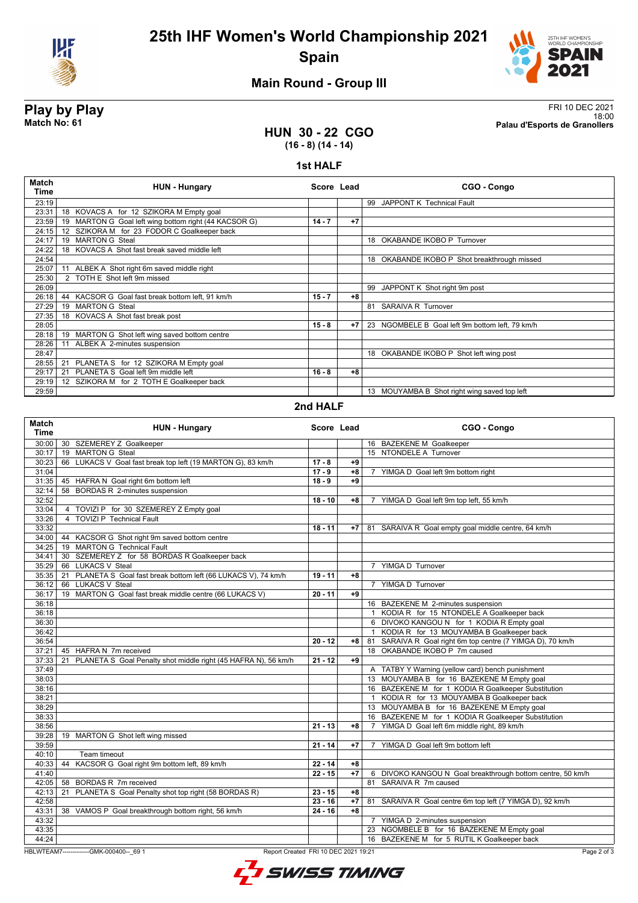# 25th IHF Women's World Championship 2021

## Spain

### Main Round - Group III

**Play by Play**
**Match No: 61**

FRI 10 DEC 2021
18:00
**Palau d'Esports de Granollers**

## HUN 30 - 22 CGO
**(16 - 8) (14 - 14)**

### 1st HALF

| Match Time | HUN - Hungary | Score | Lead | CGO - Congo |
|---|---|---|---|---|
| 23:19 | | | | 99 JAPPONT K Technical Fault |
| 23:31 | 18 KOVACS A for 12 SZIKORA M Empty goal | | | |
| 23:59 | 19 MARTON G Goal left wing bottom right (44 KACSOR G) | 14 - 7 | +7 | |
| 24:15 | 12 SZIKORA M for 23 FODOR C Goalkeeper back | | | |
| 24:17 | 19 MARTON G Steal | | | 18 OKABANDE IKOBO P Turnover |
| 24:22 | 18 KOVACS A Shot fast break saved middle left | | | |
| 24:54 | | | | 18 OKABANDE IKOBO P Shot breakthrough missed |
| 25:07 | 11 ALBEK A Shot right 6m saved middle right | | | |
| 25:30 | 2 TOTH E Shot left 9m missed | | | |
| 26:09 | | | | 99 JAPPONT K Shot right 9m post |
| 26:18 | 44 KACSOR G Goal fast break bottom left, 91 km/h | 15 - 7 | +8 | |
| 27:29 | 19 MARTON G Steal | | | 81 SARAIVA R Turnover |
| 27:35 | 18 KOVACS A Shot fast break post | | | |
| 28:05 | | 15 - 8 | +7 | 23 NGOMBELE B Goal left 9m bottom left, 79 km/h |
| 28:18 | 19 MARTON G Shot left wing saved bottom centre | | | |
| 28:26 | 11 ALBEK A 2-minutes suspension | | | |
| 28:47 | | | | 18 OKABANDE IKOBO P Shot left wing post |
| 28:55 | 21 PLANETA S for 12 SZIKORA M Empty goal | | | |
| 29:17 | 21 PLANETA S Goal left 9m middle left | 16 - 8 | +8 | |
| 29:19 | 12 SZIKORA M for 2 TOTH E Goalkeeper back | | | |
| 29:59 | | | | 13 MOUYAMBA B Shot right wing saved top left |

### 2nd HALF

| Match Time | HUN - Hungary | Score | Lead | CGO - Congo |
|---|---|---|---|---|
| 30:00 | 30 SZEMEREY Z Goalkeeper | | | 16 BAZEKENE M Goalkeeper |
| 30:17 | 19 MARTON G Steal | | | 15 NTONDELE A Turnover |
| 30:23 | 66 LUKACS V Goal fast break top left (19 MARTON G), 83 km/h | 17 - 8 | +9 | |
| 31:04 | | 17 - 9 | +8 | 7 YIMGA D Goal left 9m bottom right |
| 31:35 | 45 HAFRA N Goal right 6m bottom left | 18 - 9 | +9 | |
| 32:14 | 58 BORDAS R 2-minutes suspension | | | |
| 32:52 | | 18 - 10 | +8 | 7 YIMGA D Goal left 9m top left, 55 km/h |
| 33:04 | 4 TOVIZI P for 30 SZEMEREY Z Empty goal | | | |
| 33:26 | 4 TOVIZI P Technical Fault | | | |
| 33:32 | | 18 - 11 | +7 | 81 SARAIVA R Goal empty goal middle centre, 64 km/h |
| 34:00 | 44 KACSOR G Shot right 9m saved bottom centre | | | |
| 34:25 | 19 MARTON G Technical Fault | | | |
| 34:41 | 30 SZEMEREY Z for 58 BORDAS R Goalkeeper back | | | |
| 35:29 | 66 LUKACS V Steal | | | 7 YIMGA D Turnover |
| 35:35 | 21 PLANETA S Goal fast break bottom left (66 LUKACS V), 74 km/h | 19 - 11 | +8 | |
| 36:12 | 66 LUKACS V Steal | | | 7 YIMGA D Turnover |
| 36:17 | 19 MARTON G Goal fast break middle centre (66 LUKACS V) | 20 - 11 | +9 | |
| 36:18 | | | | 16 BAZEKENE M 2-minutes suspension |
| 36:18 | | | | 1 KODIA R for 15 NTONDELE A Goalkeeper back |
| 36:30 | | | | 6 DIVOKO KANGOU N for 1 KODIA R Empty goal |
| 36:42 | | | | 1 KODIA R for 13 MOUYAMBA B Goalkeeper back |
| 36:54 | | 20 - 12 | +8 | 81 SARAIVA R Goal right 6m top centre (7 YIMGA D), 70 km/h |
| 37:21 | 45 HAFRA N 7m received | | | 18 OKABANDE IKOBO P 7m caused |
| 37:33 | 21 PLANETA S Goal Penalty shot middle right (45 HAFRA N), 56 km/h | 21 - 12 | +9 | |
| 37:49 | | | | A TATBY Y Warning (yellow card) bench punishment |
| 38:03 | | | | 13 MOUYAMBA B for 16 BAZEKENE M Empty goal |
| 38:16 | | | | 16 BAZEKENE M for 1 KODIA R Goalkeeper Substitution |
| 38:21 | | | | 1 KODIA R for 13 MOUYAMBA B Goalkeeper back |
| 38:29 | | | | 13 MOUYAMBA B for 16 BAZEKENE M Empty goal |
| 38:33 | | | | 16 BAZEKENE M for 1 KODIA R Goalkeeper Substitution |
| 38:56 | | 21 - 13 | +8 | 7 YIMGA D Goal left 6m middle right, 89 km/h |
| 39:28 | 19 MARTON G Shot left wing missed | | | |
| 39:59 | | 21 - 14 | +7 | 7 YIMGA D Goal left 9m bottom left |
| 40:10 | Team timeout | | | |
| 40:33 | 44 KACSOR G Goal right 9m bottom left, 89 km/h | 22 - 14 | +8 | |
| 41:40 | | 22 - 15 | +7 | 6 DIVOKO KANGOU N Goal breakthrough bottom centre, 50 km/h |
| 42:05 | 58 BORDAS R 7m received | | | 81 SARAIVA R 7m caused |
| 42:13 | 21 PLANETA S Goal Penalty shot top right (58 BORDAS R) | 23 - 15 | +8 | |
| 42:58 | | 23 - 16 | +7 | 81 SARAIVA R Goal centre 6m top left (7 YIMGA D), 92 km/h |
| 43:31 | 38 VAMOS P Goal breakthrough bottom right, 56 km/h | 24 - 16 | +8 | |
| 43:32 | | | | 7 YIMGA D 2-minutes suspension |
| 43:35 | | | | 23 NGOMBELE B for 16 BAZEKENE M Empty goal |
| 44:24 | | | | 16 BAZEKENE M for 5 RUTIL K Goalkeeper back |

HBLWTEAM7-------------GMK-000400--_69 1 Report Created FRI 10 DEC 2021 19:21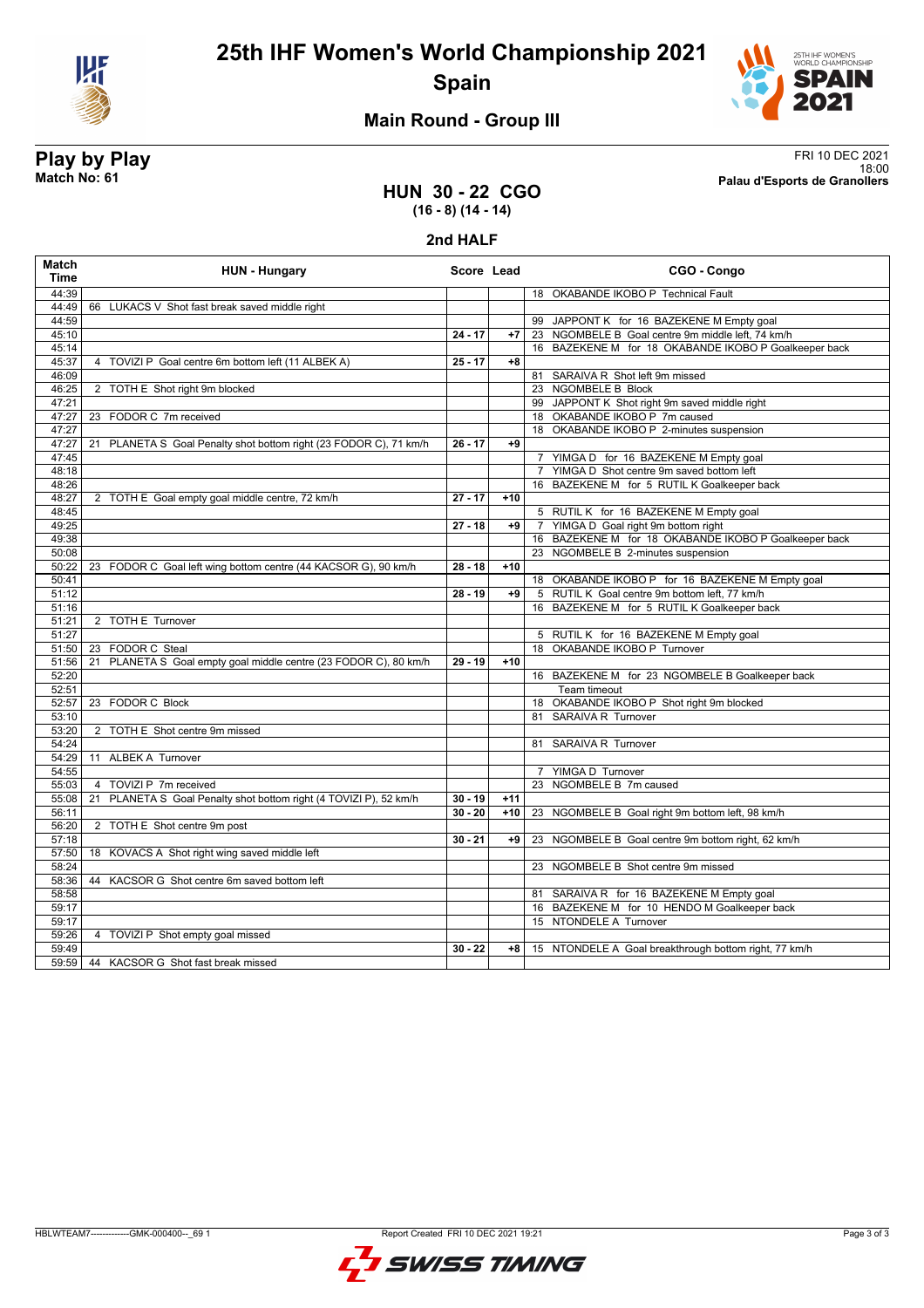# 25th IHF Women's World Championship 2021

## Spain

### Main Round - Group III

**Play by Play**
**Match No: 61**

FRI 10 DEC 2021
18:00
**Palau d'Esports de Granollers**

## HUN 30 - 22 CGO
**(16 - 8) (14 - 14)**

### 2nd HALF

| Match Time | HUN - Hungary | Score | Lead | CGO - Congo |
|---|---|---|---|---|
| 44:39 | | | | 18 OKABANDE IKOBO P Technical Fault |
| 44:49 | 66 LUKACS V Shot fast break saved middle right | | | |
| 44:59 | | | | 99 JAPPONT K for 16 BAZEKENE M Empty goal |
| 45:10 | | 24 - 17 | +7 | 23 NGOMBELE B Goal centre 9m middle left, 74 km/h |
| 45:14 | | | | 16 BAZEKENE M for 18 OKABANDE IKOBO P Goalkeeper back |
| 45:37 | 4 TOVIZI P Goal centre 6m bottom left (11 ALBEK A) | 25 - 17 | +8 | |
| 46:09 | | | | 81 SARAIVA R Shot left 9m missed |
| 46:25 | 2 TOTH E Shot right 9m blocked | | | 23 NGOMBELE B Block |
| 47:21 | | | | 99 JAPPONT K Shot right 9m saved middle right |
| 47:27 | 23 FODOR C 7m received | | | 18 OKABANDE IKOBO P 7m caused |
| 47:27 | | | | 18 OKABANDE IKOBO P 2-minutes suspension |
| 47:27 | 21 PLANETA S Goal Penalty shot bottom right (23 FODOR C), 71 km/h | 26 - 17 | +9 | |
| 47:45 | | | | 7 YIMGA D for 16 BAZEKENE M Empty goal |
| 48:18 | | | | 7 YIMGA D Shot centre 9m saved bottom left |
| 48:26 | | | | 16 BAZEKENE M for 5 RUTIL K Goalkeeper back |
| 48:27 | 2 TOTH E Goal empty goal middle centre, 72 km/h | 27 - 17 | +10 | |
| 48:45 | | | | 5 RUTIL K for 16 BAZEKENE M Empty goal |
| 49:25 | | 27 - 18 | +9 | 7 YIMGA D Goal right 9m bottom right |
| 49:38 | | | | 16 BAZEKENE M for 18 OKABANDE IKOBO P Goalkeeper back |
| 50:08 | | | | 23 NGOMBELE B 2-minutes suspension |
| 50:22 | 23 FODOR C Goal left wing bottom centre (44 KACSOR G), 90 km/h | 28 - 18 | +10 | |
| 50:41 | | | | 18 OKABANDE IKOBO P for 16 BAZEKENE M Empty goal |
| 51:12 | | 28 - 19 | +9 | 5 RUTIL K Goal centre 9m bottom left, 77 km/h |
| 51:16 | | | | 16 BAZEKENE M for 5 RUTIL K Goalkeeper back |
| 51:21 | 2 TOTH E Turnover | | | |
| 51:27 | | | | 5 RUTIL K for 16 BAZEKENE M Empty goal |
| 51:50 | 23 FODOR C Steal | | | 18 OKABANDE IKOBO P Turnover |
| 51:56 | 21 PLANETA S Goal empty goal middle centre (23 FODOR C), 80 km/h | 29 - 19 | +10 | |
| 52:20 | | | | 16 BAZEKENE M for 23 NGOMBELE B Goalkeeper back |
| 52:51 | | | | Team timeout |
| 52:57 | 23 FODOR C Block | | | 18 OKABANDE IKOBO P Shot right 9m blocked |
| 53:10 | | | | 81 SARAIVA R Turnover |
| 53:20 | 2 TOTH E Shot centre 9m missed | | | |
| 54:24 | | | | 81 SARAIVA R Turnover |
| 54:29 | 11 ALBEK A Turnover | | | |
| 54:55 | | | | 7 YIMGA D Turnover |
| 55:03 | 4 TOVIZI P 7m received | | | 23 NGOMBELE B 7m caused |
| 55:08 | 21 PLANETA S Goal Penalty shot bottom right (4 TOVIZI P), 52 km/h | 30 - 19 | +11 | |
| 56:11 | | 30 - 20 | +10 | 23 NGOMBELE B Goal right 9m bottom left, 98 km/h |
| 56:20 | 2 TOTH E Shot centre 9m post | | | |
| 57:18 | | 30 - 21 | +9 | 23 NGOMBELE B Goal centre 9m bottom right, 62 km/h |
| 57:50 | 18 KOVACS A Shot right wing saved middle left | | | |
| 58:24 | | | | 23 NGOMBELE B Shot centre 9m missed |
| 58:36 | 44 KACSOR G Shot centre 6m saved bottom left | | | |
| 58:58 | | | | 81 SARAIVA R for 16 BAZEKENE M Empty goal |
| 59:17 | | | | 16 BAZEKENE M for 10 HENDO M Goalkeeper back |
| 59:17 | | | | 15 NTONDELE A Turnover |
| 59:26 | 4 TOVIZI P Shot empty goal missed | | | |
| 59:49 | | 30 - 22 | +8 | 15 NTONDELE A Goal breakthrough bottom right, 77 km/h |
| 59:59 | 44 KACSOR G Shot fast break missed | | | |

HBLWTEAM7-------------GMK-000400--_69 1 Report Created FRI 10 DEC 2021 19:21